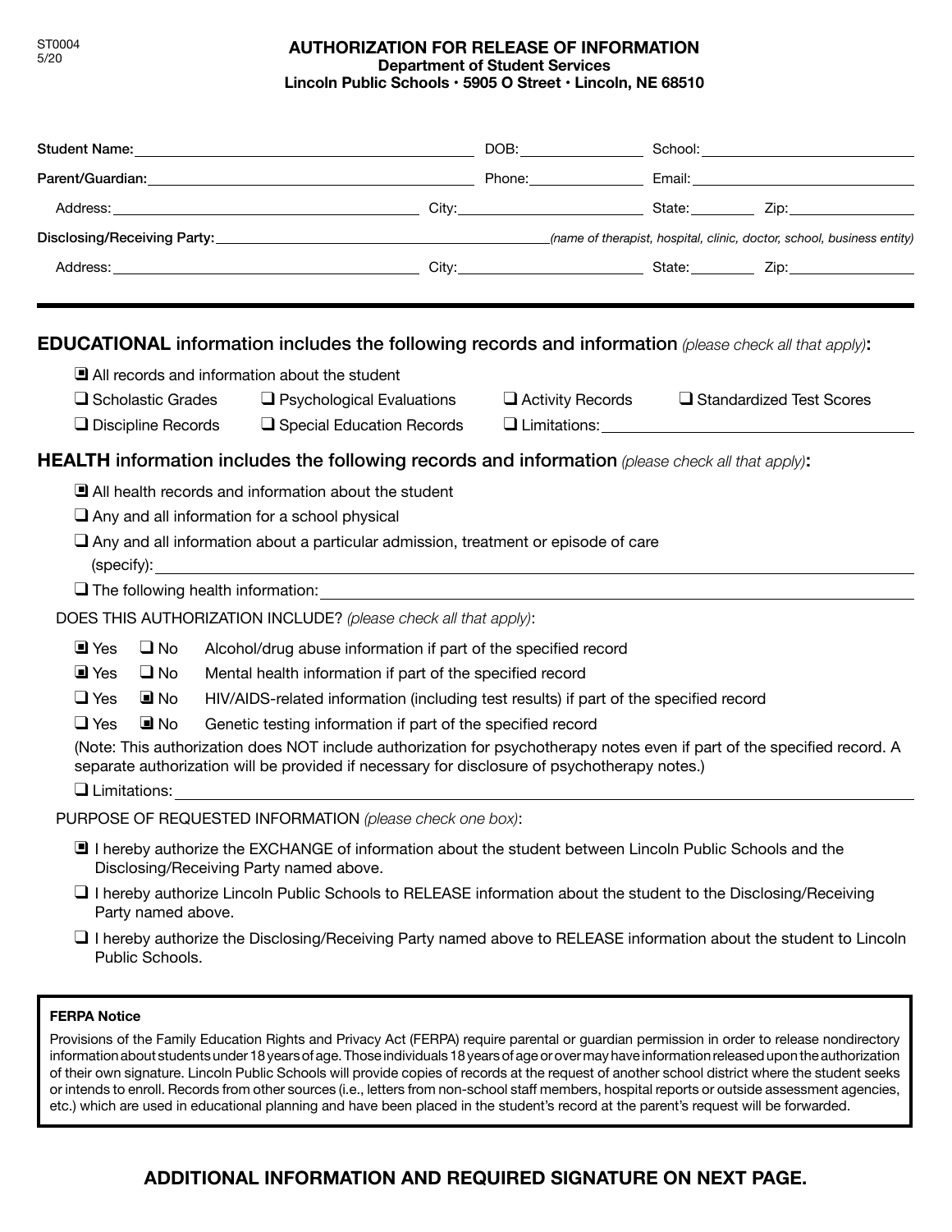ST0004
5/20

# AUTHORIZATION FOR RELEASE OF INFORMATION

**Department of Student Services**
**Lincoln Public Schools • 5905 O Street • Lincoln, NE 68510**

**Student Name:** ________________________ DOB: ____________ School: ________________

**Parent/Guardian:** ________________________ Phone: ____________ Email: ________________

Address: ________________________ City: ________________ State: ________ Zip: ____________

**Disclosing/Receiving Party:** ________________________ *(name of therapist, hospital, clinic, doctor, school, business entity)*

Address: ________________________ City: ________________ State: ________ Zip: ____________

---

## EDUCATIONAL information includes the following records and information *(please check all that apply)*:

- [x] All records and information about the student
- [ ] Scholastic Grades
- [ ] Psychological Evaluations
- [ ] Activity Records
- [ ] Standardized Test Scores
- [ ] Discipline Records
- [ ] Special Education Records
- [ ] Limitations: ________________________

## HEALTH information includes the following records and information *(please check all that apply)*:

- [x] All health records and information about the student
- [ ] Any and all information for a school physical
- [ ] Any and all information about a particular admission, treatment or episode of care (specify): ________________________
- [ ] The following health information: ________________________

DOES THIS AUTHORIZATION INCLUDE? *(please check all that apply)*:

- [x] Yes [ ] No Alcohol/drug abuse information if part of the specified record
- [x] Yes [ ] No Mental health information if part of the specified record
- [ ] Yes [x] No HIV/AIDS-related information (including test results) if part of the specified record
- [ ] Yes [x] No Genetic testing information if part of the specified record

(Note: This authorization does NOT include authorization for psychotherapy notes even if part of the specified record. A separate authorization will be provided if necessary for disclosure of psychotherapy notes.)

- [ ] Limitations: ________________________

PURPOSE OF REQUESTED INFORMATION *(please check one box)*:

- [x] I hereby authorize the EXCHANGE of information about the student between Lincoln Public Schools and the Disclosing/Receiving Party named above.
- [ ] I hereby authorize Lincoln Public Schools to RELEASE information about the student to the Disclosing/Receiving Party named above.
- [ ] I hereby authorize the Disclosing/Receiving Party named above to RELEASE information about the student to Lincoln Public Schools.

**FERPA Notice**

Provisions of the Family Education Rights and Privacy Act (FERPA) require parental or guardian permission in order to release nondirectory information about students under 18 years of age. Those individuals 18 years of age or over may have information released upon the authorization of their own signature. Lincoln Public Schools will provide copies of records at the request of another school district where the student seeks or intends to enroll. Records from other sources (i.e., letters from non-school staff members, hospital reports or outside assessment agencies, etc.) which are used in educational planning and have been placed in the student's record at the parent's request will be forwarded.

**ADDITIONAL INFORMATION AND REQUIRED SIGNATURE ON NEXT PAGE.**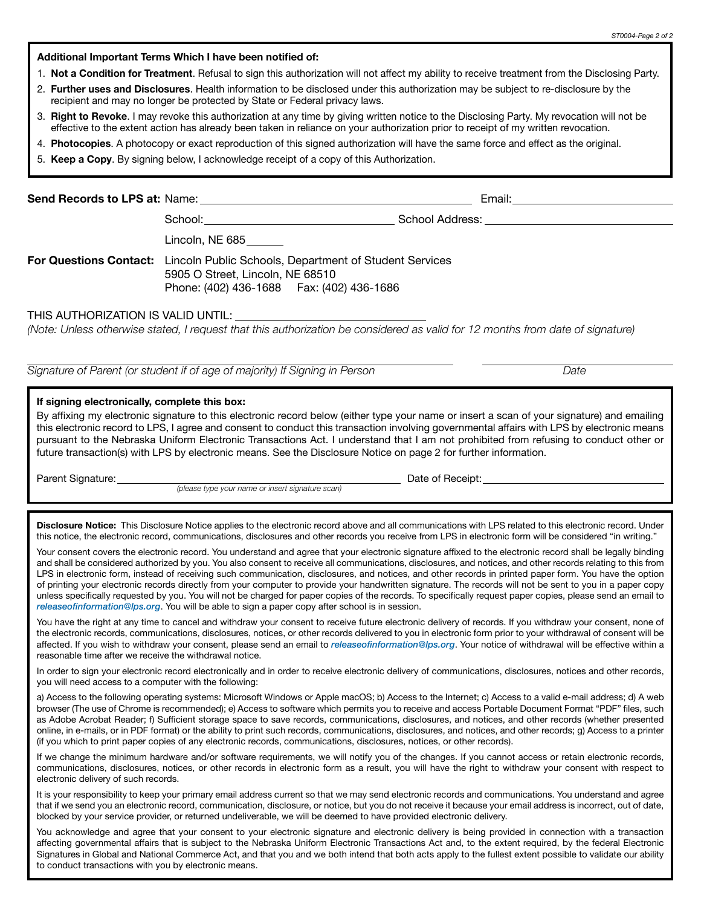**Additional Important Terms Which I have been notified of:**

1. **Not a Condition for Treatment**. Refusal to sign this authorization will not affect my ability to receive treatment from the Disclosing Party.
2. **Further uses and Disclosures**. Health information to be disclosed under this authorization may be subject to re-disclosure by the recipient and may no longer be protected by State or Federal privacy laws.
3. **Right to Revoke**. I may revoke this authorization at any time by giving written notice to the Disclosing Party. My revocation will not be effective to the extent action has already been taken in reliance on your authorization prior to receipt of my written revocation.
4. **Photocopies**. A photocopy or exact reproduction of this signed authorization will have the same force and effect as the original.
5. **Keep a Copy**. By signing below, I acknowledge receipt of a copy of this Authorization.

**Send Records to LPS at:** Name: ______________________________ Email: ______________________

School: ______________________ School Address: ______________________

Lincoln, NE 685______

**For Questions Contact:** Lincoln Public Schools, Department of Student Services
5905 O Street, Lincoln, NE 68510
Phone: (402) 436-1688 Fax: (402) 436-1686

THIS AUTHORIZATION IS VALID UNTIL: ______________________

*(Note: Unless otherwise stated, I request that this authorization be considered as valid for 12 months from date of signature)*

______________________________ ______________

*Signature of Parent (or student if of age of majority) If Signing in Person* *Date*

**If signing electronically, complete this box:**

By affixing my electronic signature to this electronic record below (either type your name or insert a scan of your signature) and emailing this electronic record to LPS, I agree and consent to conduct this transaction involving governmental affairs with LPS by electronic means pursuant to the Nebraska Uniform Electronic Transactions Act. I understand that I am not prohibited from refusing to conduct other or future transaction(s) with LPS by electronic means. See the Disclosure Notice on page 2 for further information.

Parent Signature: ______________________________ Date of Receipt: ______________________
*(please type your name or insert signature scan)*

**Disclosure Notice:** This Disclosure Notice applies to the electronic record above and all communications with LPS related to this electronic record. Under this notice, the electronic record, communications, disclosures and other records you receive from LPS in electronic form will be considered "in writing."

Your consent covers the electronic record. You understand and agree that your electronic signature affixed to the electronic record shall be legally binding and shall be considered authorized by you. You also consent to receive all communications, disclosures, and notices, and other records relating to this from LPS in electronic form, instead of receiving such communication, disclosures, and notices, and other records in printed paper form. You have the option of printing your electronic records directly from your computer to provide your handwritten signature. The records will not be sent to you in a paper copy unless specifically requested by you. You will not be charged for paper copies of the records. To specifically request paper copies, please send an email to *releaseofinformation@lps.org*. You will be able to sign a paper copy after school is in session.

You have the right at any time to cancel and withdraw your consent to receive future electronic delivery of records. If you withdraw your consent, none of the electronic records, communications, disclosures, notices, or other records delivered to you in electronic form prior to your withdrawal of consent will be affected. If you wish to withdraw your consent, please send an email to *releaseofinformation@lps.org*. Your notice of withdrawal will be effective within a reasonable time after we receive the withdrawal notice.

In order to sign your electronic record electronically and in order to receive electronic delivery of communications, disclosures, notices and other records, you will need access to a computer with the following:

a) Access to the following operating systems: Microsoft Windows or Apple macOS; b) Access to the Internet; c) Access to a valid e-mail address; d) A web browser (The use of Chrome is recommended); e) Access to software which permits you to receive and access Portable Document Format "PDF" files, such as Adobe Acrobat Reader; f) Sufficient storage space to save records, communications, disclosures, and notices, and other records (whether presented online, in e-mails, or in PDF format) or the ability to print such records, communications, disclosures, and notices, and other records; g) Access to a printer (if you which to print paper copies of any electronic records, communications, disclosures, notices, or other records).

If we change the minimum hardware and/or software requirements, we will notify you of the changes. If you cannot access or retain electronic records, communications, disclosures, notices, or other records in electronic form as a result, you will have the right to withdraw your consent with respect to electronic delivery of such records.

It is your responsibility to keep your primary email address current so that we may send electronic records and communications. You understand and agree that if we send you an electronic record, communication, disclosure, or notice, but you do not receive it because your email address is incorrect, out of date, blocked by your service provider, or returned undeliverable, we will be deemed to have provided electronic delivery.

You acknowledge and agree that your consent to your electronic signature and electronic delivery is being provided in connection with a transaction affecting governmental affairs that is subject to the Nebraska Uniform Electronic Transactions Act and, to the extent required, by the federal Electronic Signatures in Global and National Commerce Act, and that you and we both intend that both acts apply to the fullest extent possible to validate our ability to conduct transactions with you by electronic means.